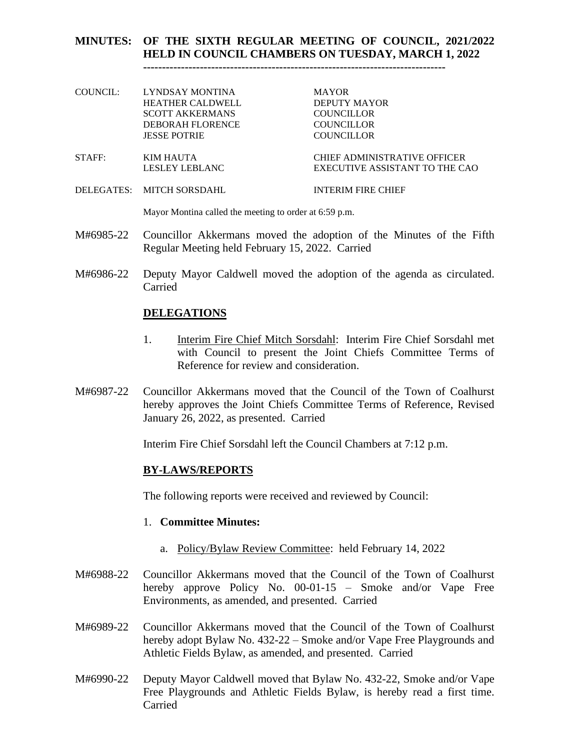# MINUTES: OF THE SIXTH REGULAR MEETING OF COUNCIL, 2021/2022 HELD IN COUNCIL CHAMBERS ON TUESDAY, MARCH 1, 2022

-------------------------------------------------------------------------------

| | | |
|---|---|---|
| COUNCIL: | LYNDSAY MONTINA | MAYOR |
| | HEATHER CALDWELL | DEPUTY MAYOR |
| | SCOTT AKKERMANS | COUNCILLOR |
| | DEBORAH FLORENCE | COUNCILLOR |
| | JESSE POTRIE | COUNCILLOR |
| STAFF: | KIM HAUTA | CHIEF ADMINISTRATIVE OFFICER |
| | LESLEY LEBLANC | EXECUTIVE ASSISTANT TO THE CAO |
| DELEGATES: | MITCH SORSDAHL | INTERIM FIRE CHIEF |

Mayor Montina called the meeting to order at 6:59 p.m.

M#6985-22 Councillor Akkermans moved the adoption of the Minutes of the Fifth Regular Meeting held February 15, 2022. Carried

M#6986-22 Deputy Mayor Caldwell moved the adoption of the agenda as circulated. Carried

## DELEGATIONS

1. Interim Fire Chief Mitch Sorsdahl: Interim Fire Chief Sorsdahl met with Council to present the Joint Chiefs Committee Terms of Reference for review and consideration.

M#6987-22 Councillor Akkermans moved that the Council of the Town of Coalhurst hereby approves the Joint Chiefs Committee Terms of Reference, Revised January 26, 2022, as presented. Carried

Interim Fire Chief Sorsdahl left the Council Chambers at 7:12 p.m.

## BY-LAWS/REPORTS

The following reports were received and reviewed by Council:

1. **Committee Minutes:**

   a. Policy/Bylaw Review Committee: held February 14, 2022

M#6988-22 Councillor Akkermans moved that the Council of the Town of Coalhurst hereby approve Policy No. 00-01-15 – Smoke and/or Vape Free Environments, as amended, and presented. Carried

M#6989-22 Councillor Akkermans moved that the Council of the Town of Coalhurst hereby adopt Bylaw No. 432-22 – Smoke and/or Vape Free Playgrounds and Athletic Fields Bylaw, as amended, and presented. Carried

M#6990-22 Deputy Mayor Caldwell moved that Bylaw No. 432-22, Smoke and/or Vape Free Playgrounds and Athletic Fields Bylaw, is hereby read a first time. Carried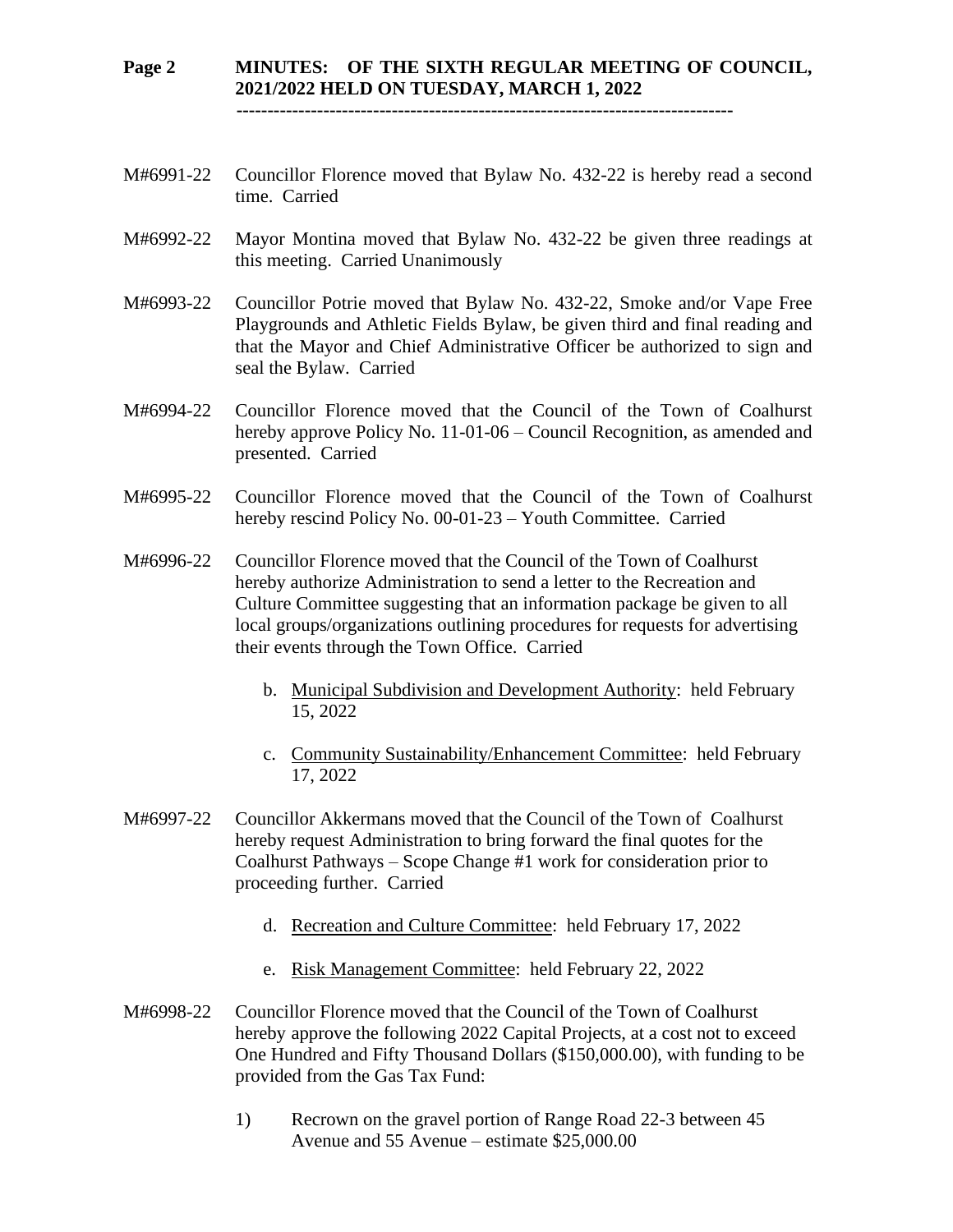M#6991-22 Councillor Florence moved that Bylaw No. 432-22 is hereby read a second time. Carried

M#6992-22 Mayor Montina moved that Bylaw No. 432-22 be given three readings at this meeting. Carried Unanimously

M#6993-22 Councillor Potrie moved that Bylaw No. 432-22, Smoke and/or Vape Free Playgrounds and Athletic Fields Bylaw, be given third and final reading and that the Mayor and Chief Administrative Officer be authorized to sign and seal the Bylaw. Carried

M#6994-22 Councillor Florence moved that the Council of the Town of Coalhurst hereby approve Policy No. 11-01-06 – Council Recognition, as amended and presented. Carried

M#6995-22 Councillor Florence moved that the Council of the Town of Coalhurst hereby rescind Policy No. 00-01-23 – Youth Committee. Carried

M#6996-22 Councillor Florence moved that the Council of the Town of Coalhurst hereby authorize Administration to send a letter to the Recreation and Culture Committee suggesting that an information package be given to all local groups/organizations outlining procedures for requests for advertising their events through the Town Office. Carried

b. Municipal Subdivision and Development Authority: held February 15, 2022

c. Community Sustainability/Enhancement Committee: held February 17, 2022

M#6997-22 Councillor Akkermans moved that the Council of the Town of Coalhurst hereby request Administration to bring forward the final quotes for the Coalhurst Pathways – Scope Change #1 work for consideration prior to proceeding further. Carried

d. Recreation and Culture Committee: held February 17, 2022

e. Risk Management Committee: held February 22, 2022

M#6998-22 Councillor Florence moved that the Council of the Town of Coalhurst hereby approve the following 2022 Capital Projects, at a cost not to exceed One Hundred and Fifty Thousand Dollars ($150,000.00), with funding to be provided from the Gas Tax Fund:

1) Recrown on the gravel portion of Range Road 22-3 between 45 Avenue and 55 Avenue – estimate $25,000.00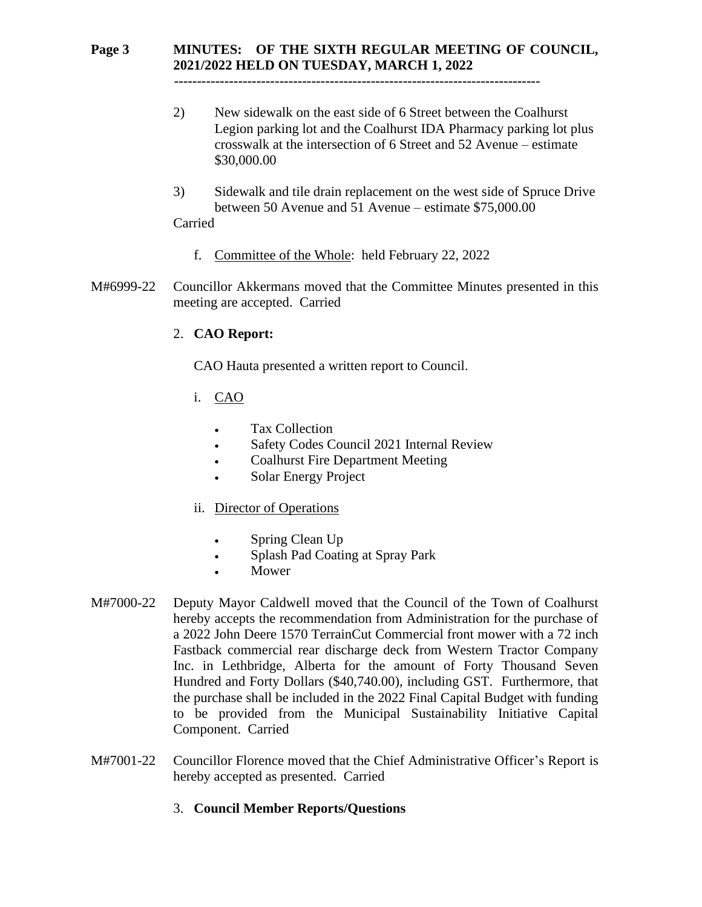2) New sidewalk on the east side of 6 Street between the Coalhurst Legion parking lot and the Coalhurst IDA Pharmacy parking lot plus crosswalk at the intersection of 6 Street and 52 Avenue – estimate $30,000.00

3) Sidewalk and tile drain replacement on the west side of Spruce Drive between 50 Avenue and 51 Avenue – estimate $75,000.00

Carried

f. Committee of the Whole: held February 22, 2022

M#6999-22 Councillor Akkermans moved that the Committee Minutes presented in this meeting are accepted. Carried

2. **CAO Report:**

CAO Hauta presented a written report to Council.

i. CAO

- Tax Collection
- Safety Codes Council 2021 Internal Review
- Coalhurst Fire Department Meeting
- Solar Energy Project

ii. Director of Operations

- Spring Clean Up
- Splash Pad Coating at Spray Park
- Mower

M#7000-22 Deputy Mayor Caldwell moved that the Council of the Town of Coalhurst hereby accepts the recommendation from Administration for the purchase of a 2022 John Deere 1570 TerrainCut Commercial front mower with a 72 inch Fastback commercial rear discharge deck from Western Tractor Company Inc. in Lethbridge, Alberta for the amount of Forty Thousand Seven Hundred and Forty Dollars ($40,740.00), including GST. Furthermore, that the purchase shall be included in the 2022 Final Capital Budget with funding to be provided from the Municipal Sustainability Initiative Capital Component. Carried

M#7001-22 Councillor Florence moved that the Chief Administrative Officer's Report is hereby accepted as presented. Carried

3. **Council Member Reports/Questions**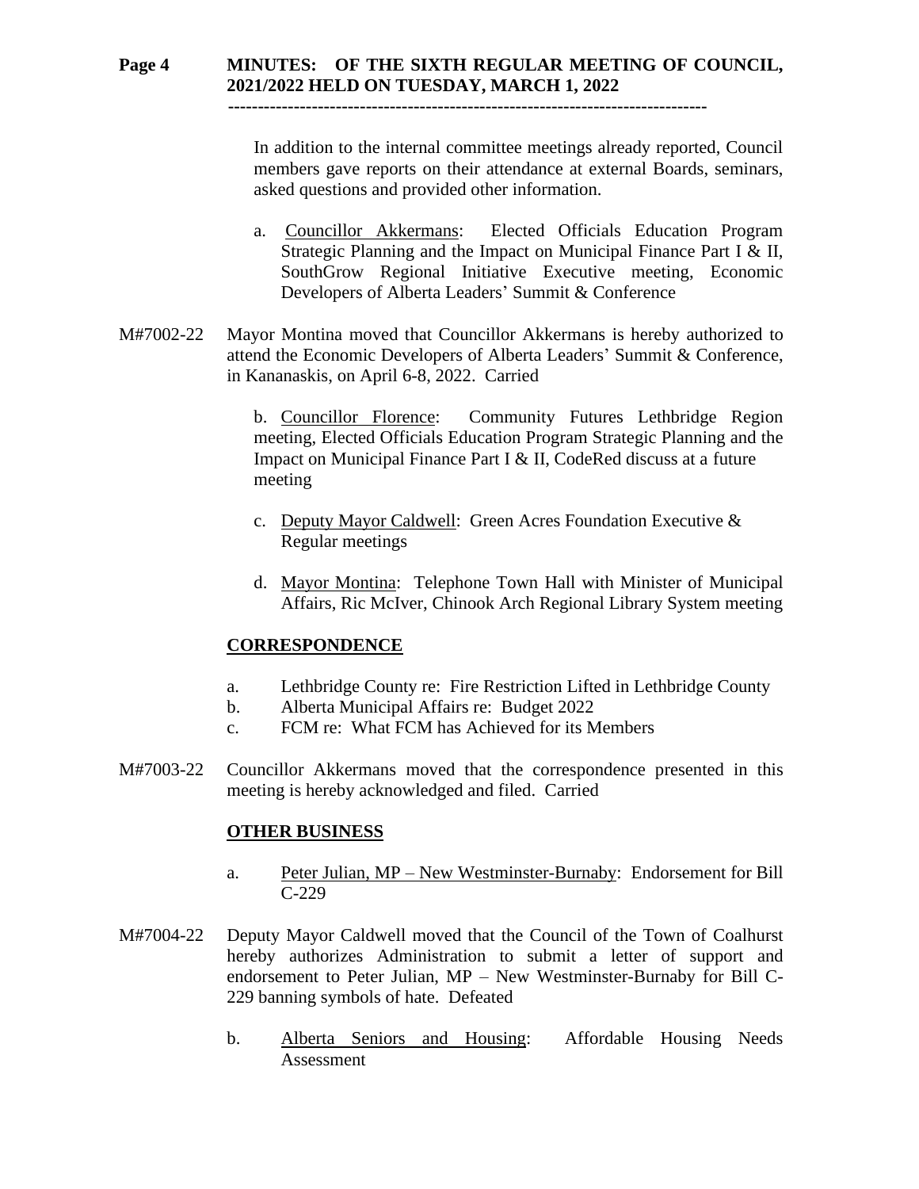In addition to the internal committee meetings already reported, Council members gave reports on their attendance at external Boards, seminars, asked questions and provided other information.

a. Councillor Akkermans: Elected Officials Education Program Strategic Planning and the Impact on Municipal Finance Part I & II, SouthGrow Regional Initiative Executive meeting, Economic Developers of Alberta Leaders' Summit & Conference

M#7002-22 Mayor Montina moved that Councillor Akkermans is hereby authorized to attend the Economic Developers of Alberta Leaders' Summit & Conference, in Kananaskis, on April 6-8, 2022. Carried

b. Councillor Florence: Community Futures Lethbridge Region meeting, Elected Officials Education Program Strategic Planning and the Impact on Municipal Finance Part I & II, CodeRed discuss at a future meeting

c. Deputy Mayor Caldwell: Green Acres Foundation Executive & Regular meetings

d. Mayor Montina: Telephone Town Hall with Minister of Municipal Affairs, Ric McIver, Chinook Arch Regional Library System meeting

## CORRESPONDENCE

a. Lethbridge County re: Fire Restriction Lifted in Lethbridge County
b. Alberta Municipal Affairs re: Budget 2022
c. FCM re: What FCM has Achieved for its Members

M#7003-22 Councillor Akkermans moved that the correspondence presented in this meeting is hereby acknowledged and filed. Carried

## OTHER BUSINESS

a. Peter Julian, MP – New Westminster-Burnaby: Endorsement for Bill C-229

M#7004-22 Deputy Mayor Caldwell moved that the Council of the Town of Coalhurst hereby authorizes Administration to submit a letter of support and endorsement to Peter Julian, MP – New Westminster-Burnaby for Bill C-229 banning symbols of hate. Defeated

b. Alberta Seniors and Housing: Affordable Housing Needs Assessment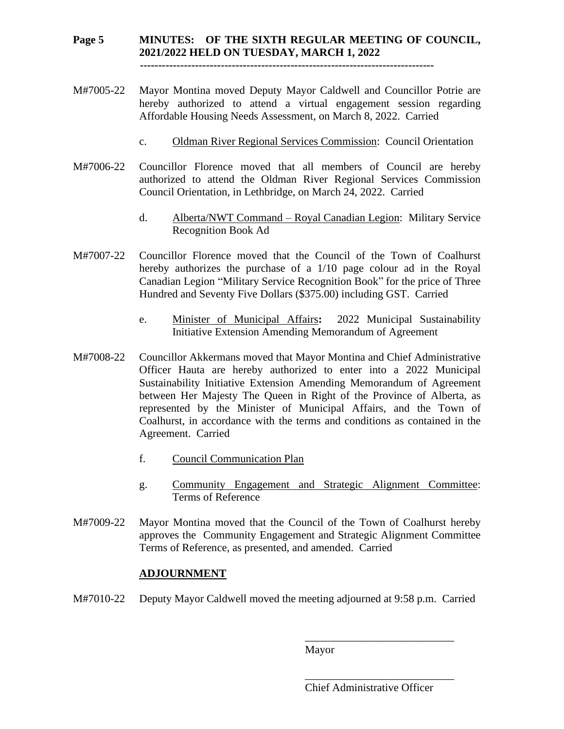M#7005-22 Mayor Montina moved Deputy Mayor Caldwell and Councillor Potrie are hereby authorized to attend a virtual engagement session regarding Affordable Housing Needs Assessment, on March 8, 2022. Carried

c. Oldman River Regional Services Commission: Council Orientation

M#7006-22 Councillor Florence moved that all members of Council are hereby authorized to attend the Oldman River Regional Services Commission Council Orientation, in Lethbridge, on March 24, 2022. Carried

d. Alberta/NWT Command – Royal Canadian Legion: Military Service Recognition Book Ad

M#7007-22 Councillor Florence moved that the Council of the Town of Coalhurst hereby authorizes the purchase of a 1/10 page colour ad in the Royal Canadian Legion "Military Service Recognition Book" for the price of Three Hundred and Seventy Five Dollars ($375.00) including GST. Carried

e. Minister of Municipal Affairs**:** 2022 Municipal Sustainability Initiative Extension Amending Memorandum of Agreement

M#7008-22 Councillor Akkermans moved that Mayor Montina and Chief Administrative Officer Hauta are hereby authorized to enter into a 2022 Municipal Sustainability Initiative Extension Amending Memorandum of Agreement between Her Majesty The Queen in Right of the Province of Alberta, as represented by the Minister of Municipal Affairs, and the Town of Coalhurst, in accordance with the terms and conditions as contained in the Agreement. Carried

f. Council Communication Plan

g. Community Engagement and Strategic Alignment Committee: Terms of Reference

M#7009-22 Mayor Montina moved that the Council of the Town of Coalhurst hereby approves the Community Engagement and Strategic Alignment Committee Terms of Reference, as presented, and amended. Carried

**ADJOURNMENT**

M#7010-22 Deputy Mayor Caldwell moved the meeting adjourned at 9:58 p.m. Carried

___________________________
Mayor

___________________________
Chief Administrative Officer